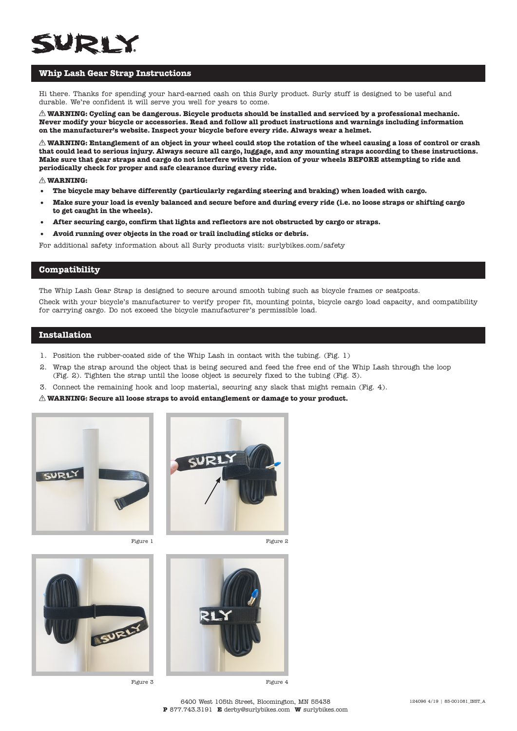SURLY

## Whip Lash Gear Strap Instructions

Hi there. Thanks for spending your hard-earned cash on this Surly product. Surly stuff is designed to be useful and durable. We're confident it will serve you well for years to come.

⚠ **WARNING: Cycling can be dangerous. Bicycle products should be installed and serviced by a professional mechanic. Never modify your bicycle or accessories. Read and follow all product instructions and warnings including information on the manufacturer's website. Inspect your bicycle before every ride. Always wear a helmet.**

⚠ **WARNING: Entanglement of an object in your wheel could stop the rotation of the wheel causing a loss of control or crash that could lead to serious injury. Always secure all cargo, luggage, and any mounting straps according to these instructions. Make sure that gear straps and cargo do not interfere with the rotation of your wheels BEFORE attempting to ride and periodically check for proper and safe clearance during every ride.**

⚠ **WARNING:**

- **The bicycle may behave differently (particularly regarding steering and braking) when loaded with cargo.**
- **Make sure your load is evenly balanced and secure before and during every ride (i.e. no loose straps or shifting cargo to get caught in the wheels).**
- **After securing cargo, confirm that lights and reflectors are not obstructed by cargo or straps.**
- **Avoid running over objects in the road or trail including sticks or debris.**

For additional safety information about all Surly products visit: surlybikes.com/safety

## Compatibility

The Whip Lash Gear Strap is designed to secure around smooth tubing such as bicycle frames or seatposts.

Check with your bicycle's manufacturer to verify proper fit, mounting points, bicycle cargo load capacity, and compatibility for carrying cargo. Do not exceed the bicycle manufacturer's permissible load.

## Installation

1. Position the rubber-coated side of the Whip Lash in contact with the tubing. (Fig. 1)
2. Wrap the strap around the object that is being secured and feed the free end of the Whip Lash through the loop (Fig. 2). Tighten the strap until the loose object is securely fixed to the tubing (Fig. 3).
3. Connect the remaining hook and loop material, securing any slack that might remain (Fig. 4).

⚠ **WARNING: Secure all loose straps to avoid entanglement or damage to your product.**

Figure 1

Figure 2

Figure 3

Figure 4

6400 West 105th Street, Bloomington, MN 55438
**P** 877.743.3191 **E** derby@surlybikes.com **W** surlybikes.com

124096 4/19 | 85-001081_INST_A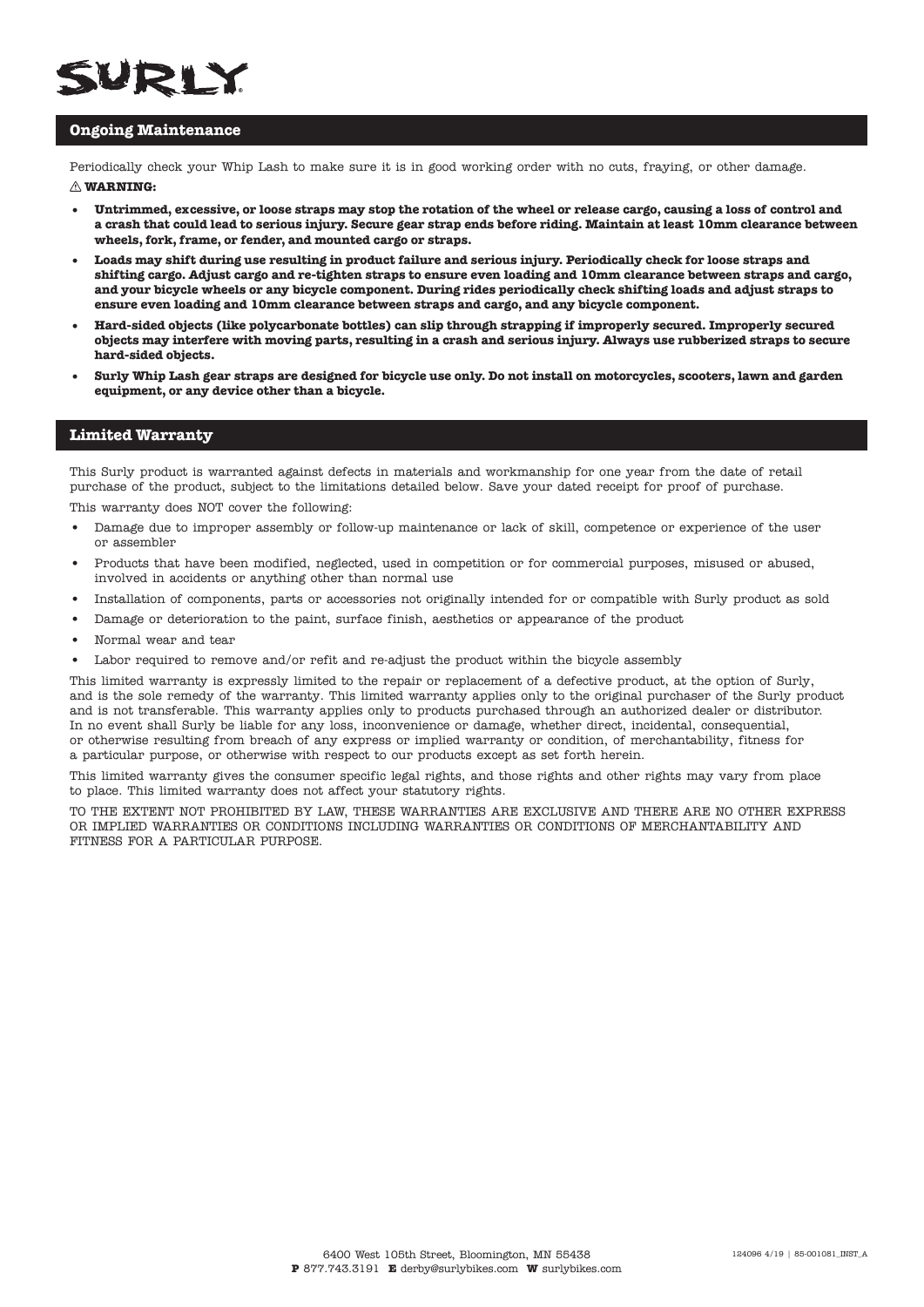SURLY

## Ongoing Maintenance

Periodically check your Whip Lash to make sure it is in good working order with no cuts, fraying, or other damage.

⚠ **WARNING:**

- **Untrimmed, excessive, or loose straps may stop the rotation of the wheel or release cargo, causing a loss of control and a crash that could lead to serious injury. Secure gear strap ends before riding. Maintain at least 10mm clearance between wheels, fork, frame, or fender, and mounted cargo or straps.**
- **Loads may shift during use resulting in product failure and serious injury. Periodically check for loose straps and shifting cargo. Adjust cargo and re-tighten straps to ensure even loading and 10mm clearance between straps and cargo, and your bicycle wheels or any bicycle component. During rides periodically check shifting loads and adjust straps to ensure even loading and 10mm clearance between straps and cargo, and any bicycle component.**
- **Hard-sided objects (like polycarbonate bottles) can slip through strapping if improperly secured. Improperly secured objects may interfere with moving parts, resulting in a crash and serious injury. Always use rubberized straps to secure hard-sided objects.**
- **Surly Whip Lash gear straps are designed for bicycle use only. Do not install on motorcycles, scooters, lawn and garden equipment, or any device other than a bicycle.**

## Limited Warranty

This Surly product is warranted against defects in materials and workmanship for one year from the date of retail purchase of the product, subject to the limitations detailed below. Save your dated receipt for proof of purchase.

This warranty does NOT cover the following:

- Damage due to improper assembly or follow-up maintenance or lack of skill, competence or experience of the user or assembler
- Products that have been modified, neglected, used in competition or for commercial purposes, misused or abused, involved in accidents or anything other than normal use
- Installation of components, parts or accessories not originally intended for or compatible with Surly product as sold
- Damage or deterioration to the paint, surface finish, aesthetics or appearance of the product
- Normal wear and tear
- Labor required to remove and/or refit and re-adjust the product within the bicycle assembly

This limited warranty is expressly limited to the repair or replacement of a defective product, at the option of Surly, and is the sole remedy of the warranty. This limited warranty applies only to the original purchaser of the Surly product and is not transferable. This warranty applies only to products purchased through an authorized dealer or distributor. In no event shall Surly be liable for any loss, inconvenience or damage, whether direct, incidental, consequential, or otherwise resulting from breach of any express or implied warranty or condition, of merchantability, fitness for a particular purpose, or otherwise with respect to our products except as set forth herein.

This limited warranty gives the consumer specific legal rights, and those rights and other rights may vary from place to place. This limited warranty does not affect your statutory rights.

TO THE EXTENT NOT PROHIBITED BY LAW, THESE WARRANTIES ARE EXCLUSIVE AND THERE ARE NO OTHER EXPRESS OR IMPLIED WARRANTIES OR CONDITIONS INCLUDING WARRANTIES OR CONDITIONS OF MERCHANTABILITY AND FITNESS FOR A PARTICULAR PURPOSE.

6400 West 105th Street, Bloomington, MN 55438
**P** 877.743.3191 **E** derby@surlybikes.com **W** surlybikes.com

124096 4/19 | 85-001081_INST_A